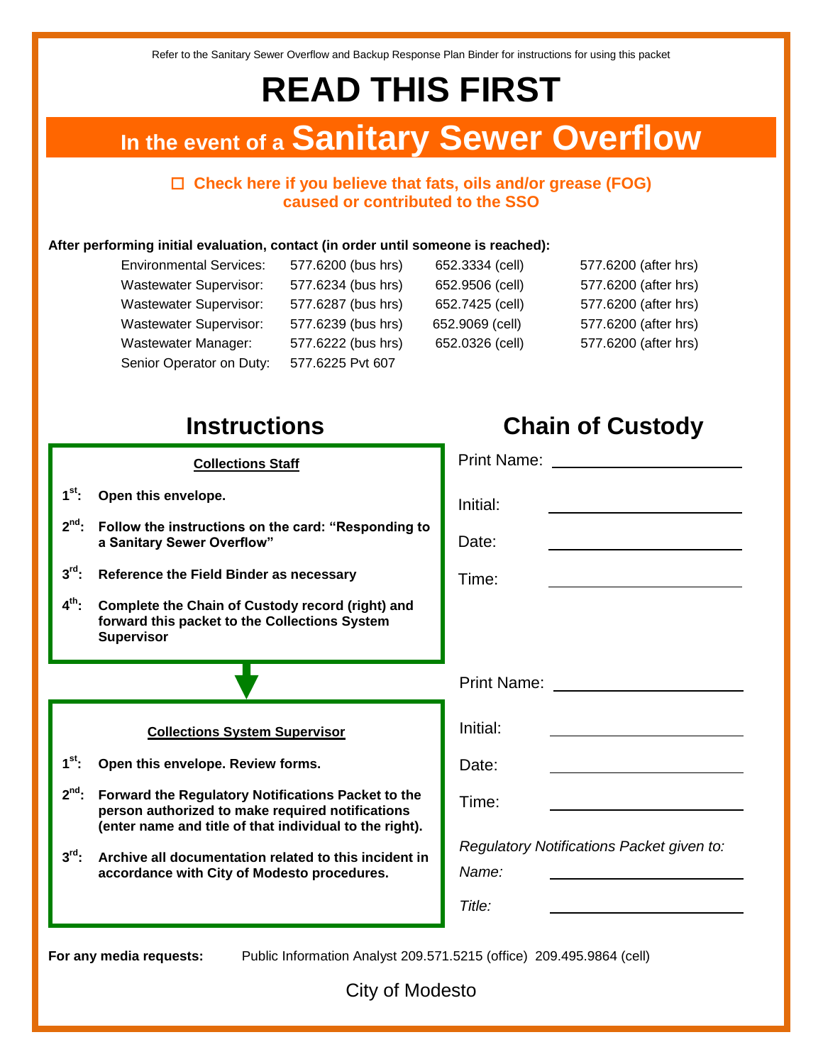Refer to the Sanitary Sewer Overflow and Backup Response Plan Binder for instructions for using this packet

# READ THIS FIRST

## In the event of a Sanitary Sewer Overflow

☐ **Check here if you believe that fats, oils and/or grease (FOG) caused or contributed to the SSO**

**After performing initial evaluation, contact (in order until someone is reached):**

| | | | |
|---|---|---|---|
| Environmental Services: | 577.6200 (bus hrs) | 652.3334 (cell) | 577.6200 (after hrs) |
| Wastewater Supervisor: | 577.6234 (bus hrs) | 652.9506 (cell) | 577.6200 (after hrs) |
| Wastewater Supervisor: | 577.6287 (bus hrs) | 652.7425 (cell) | 577.6200 (after hrs) |
| Wastewater Supervisor: | 577.6239 (bus hrs) | 652.9069 (cell) | 577.6200 (after hrs) |
| Wastewater Manager: | 577.6222 (bus hrs) | 652.0326 (cell) | 577.6200 (after hrs) |
| Senior Operator on Duty: | 577.6225 Pvt 607 | | |

## Instructions

**Collections Staff**

**1st: Open this envelope.**

**2nd: Follow the instructions on the card: "Responding to a Sanitary Sewer Overflow"**

**3rd: Reference the Field Binder as necessary**

**4th: Complete the Chain of Custody record (right) and forward this packet to the Collections System Supervisor**

**Collections System Supervisor**

**1st: Open this envelope. Review forms.**

**2nd: Forward the Regulatory Notifications Packet to the person authorized to make required notifications (enter name and title of that individual to the right).**

**3rd: Archive all documentation related to this incident in accordance with City of Modesto procedures.**

## Chain of Custody

Print Name: ____________________

Initial: ____________________

Date: ____________________

Time: ____________________

Print Name: ____________________

Initial: ____________________

Date: ____________________

Time: ____________________

*Regulatory Notifications Packet given to:*

*Name:* ____________________

*Title:* ____________________

**For any media requests:** Public Information Analyst 209.571.5215 (office) 209.495.9864 (cell)

City of Modesto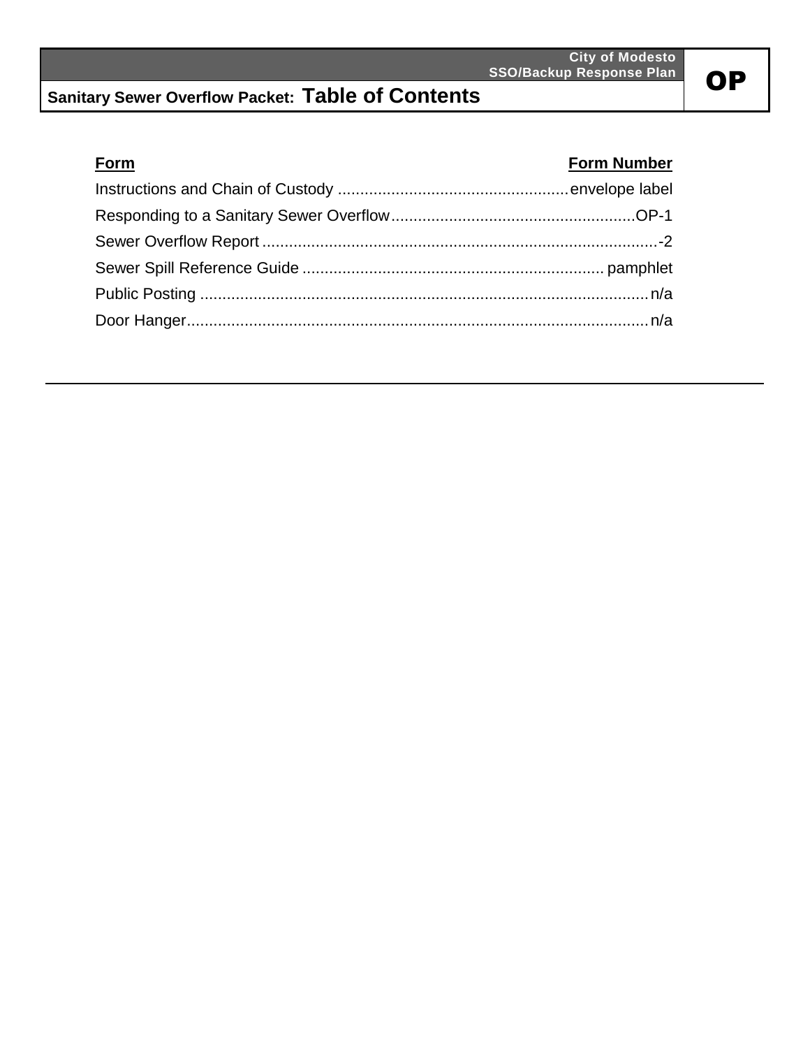# Sanitary Sewer Overflow Packet: Table of Contents

| Form | Form Number |
| --- | --- |
| Instructions and Chain of Custody | envelope label |
| Responding to a Sanitary Sewer Overflow | OP-1 |
| Sewer Overflow Report | -2 |
| Sewer Spill Reference Guide | pamphlet |
| Public Posting | n/a |
| Door Hanger | n/a |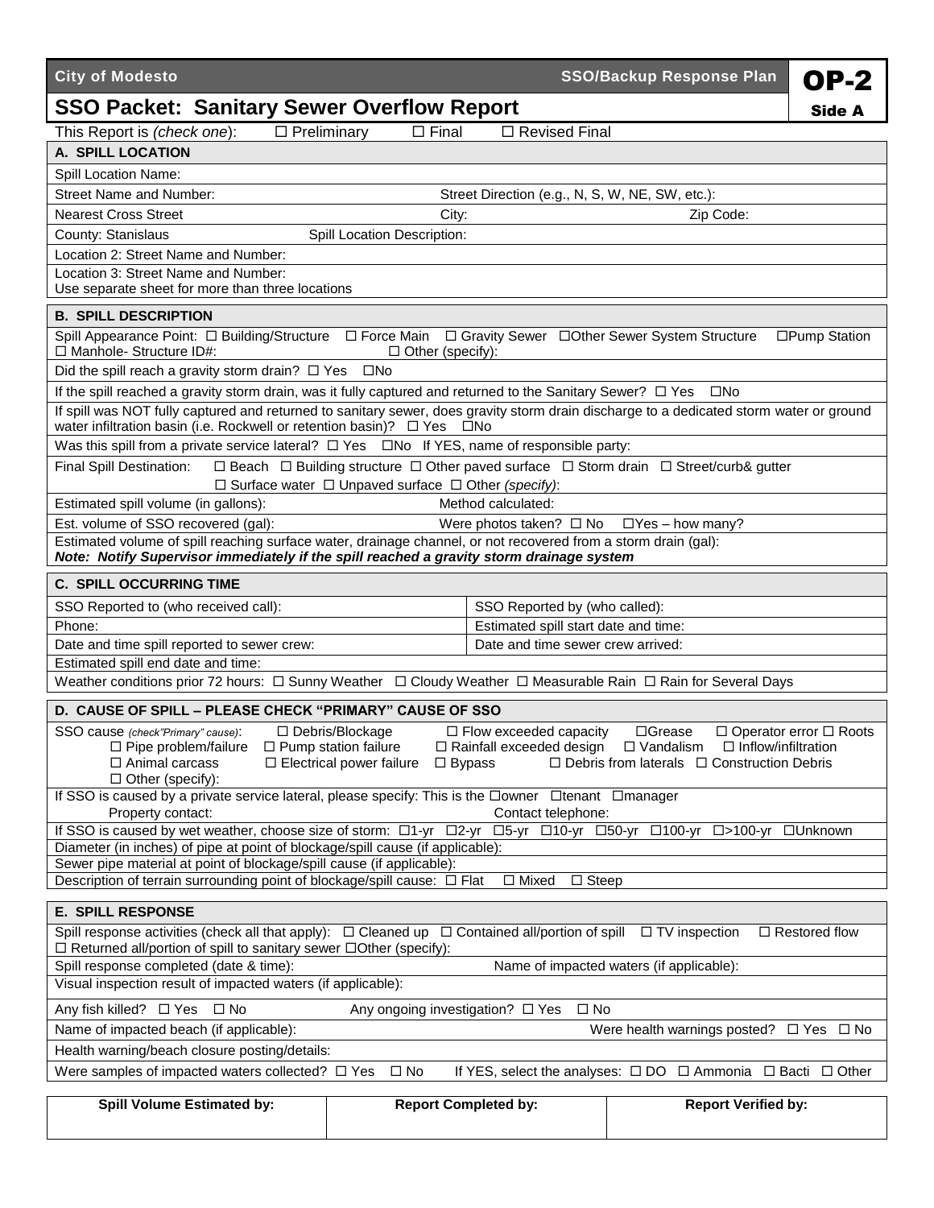**City of Modesto** | **SSO/Backup Response Plan** | **OP-2**

## SSO Packet: Sanitary Sewer Overflow Report

**Side A**

This Report is *(check one)*: ☐ Preliminary ☐ Final ☐ Revised Final

### A. SPILL LOCATION

Spill Location Name:

Street Name and Number: Street Direction (e.g., N, S, W, NE, SW, etc.):

Nearest Cross Street City: Zip Code:

County: Stanislaus Spill Location Description:

Location 2: Street Name and Number:

Location 3: Street Name and Number:
Use separate sheet for more than three locations

### B. SPILL DESCRIPTION

Spill Appearance Point: ☐ Building/Structure ☐ Force Main ☐ Gravity Sewer ☐Other Sewer System Structure ☐Pump Station ☐ Manhole- Structure ID#: ☐ Other (specify):

Did the spill reach a gravity storm drain? ☐ Yes ☐No

If the spill reached a gravity storm drain, was it fully captured and returned to the Sanitary Sewer? ☐ Yes ☐No

If spill was NOT fully captured and returned to sanitary sewer, does gravity storm drain discharge to a dedicated storm water or ground water infiltration basin (i.e. Rockwell or retention basin)? ☐ Yes ☐No

Was this spill from a private service lateral? ☐ Yes ☐No If YES, name of responsible party:

Final Spill Destination: ☐ Beach ☐ Building structure ☐ Other paved surface ☐ Storm drain ☐ Street/curb& gutter
☐ Surface water ☐ Unpaved surface ☐ Other *(specify)*:

Estimated spill volume (in gallons): Method calculated:

Est. volume of SSO recovered (gal): Were photos taken? ☐ No ☐Yes – how many?

Estimated volume of spill reaching surface water, drainage channel, or not recovered from a storm drain (gal):
***Note: Notify Supervisor immediately if the spill reached a gravity storm drainage system***

### C. SPILL OCCURRING TIME

| | |
|---|---|
| SSO Reported to (who received call): | SSO Reported by (who called): |
| Phone: | Estimated spill start date and time: |
| Date and time spill reported to sewer crew: | Date and time sewer crew arrived: |

Estimated spill end date and time:

Weather conditions prior 72 hours: ☐ Sunny Weather ☐ Cloudy Weather ☐ Measurable Rain ☐ Rain for Several Days

### D. CAUSE OF SPILL – PLEASE CHECK "PRIMARY" CAUSE OF SSO

SSO cause *(check"Primary" cause)*: ☐ Debris/Blockage ☐ Flow exceeded capacity ☐Grease ☐ Operator error ☐ Roots
☐ Pipe problem/failure ☐ Pump station failure ☐ Rainfall exceeded design ☐ Vandalism ☐ Inflow/infiltration
☐ Animal carcass ☐ Electrical power failure ☐ Bypass ☐ Debris from laterals ☐ Construction Debris
☐ Other (specify):

If SSO is caused by a private service lateral, please specify: This is the ☐owner ☐tenant ☐manager
Property contact: Contact telephone:

If SSO is caused by wet weather, choose size of storm: ☐1-yr ☐2-yr ☐5-yr ☐10-yr ☐50-yr ☐100-yr ☐>100-yr ☐Unknown

Diameter (in inches) of pipe at point of blockage/spill cause (if applicable):

Sewer pipe material at point of blockage/spill cause (if applicable):

Description of terrain surrounding point of blockage/spill cause: ☐ Flat ☐ Mixed ☐ Steep

### E. SPILL RESPONSE

Spill response activities (check all that apply): ☐ Cleaned up ☐ Contained all/portion of spill ☐ TV inspection ☐ Restored flow
☐ Returned all/portion of spill to sanitary sewer ☐Other (specify):

Spill response completed (date & time): Name of impacted waters (if applicable):

Visual inspection result of impacted waters (if applicable):

Any fish killed? ☐ Yes ☐ No Any ongoing investigation? ☐ Yes ☐ No

Name of impacted beach (if applicable): Were health warnings posted? ☐ Yes ☐ No

Health warning/beach closure posting/details:

Were samples of impacted waters collected? ☐ Yes ☐ No If YES, select the analyses: ☐ DO ☐ Ammonia ☐ Bacti ☐ Other

| Spill Volume Estimated by: | Report Completed by: | Report Verified by: |
|---|---|---|
| | | |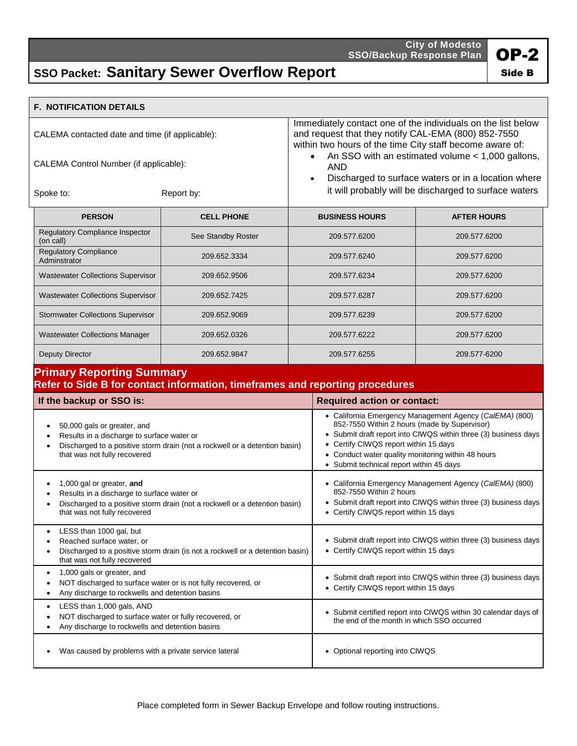City of Modesto
SSO/Backup Response Plan

**OP-2**
**Side B**

# SSO Packet: Sanitary Sewer Overflow Report

## F. NOTIFICATION DETAILS

CALEMA contacted date and time (if applicable):

CALEMA Control Number (if applicable):

Spoke to: Report by:

Immediately contact one of the individuals on the list below and request that they notify CAL-EMA (800) 852-7550 within two hours of the time City staff become aware of:

- An SSO with an estimated volume < 1,000 gallons, AND
- Discharged to surface waters or in a location where it will probably will be discharged to surface waters

| PERSON | CELL PHONE | BUSINESS HOURS | AFTER HOURS |
|---|---|---|---|
| Regulatory Compliance Inspector (on call) | See Standby Roster | 209.577.6200 | 209.577.6200 |
| Regulatory Compliance Adminstrator | 209.652.3334 | 209.577.6240 | 209.577.6200 |
| Wastewater Collections Supervisor | 209.652.9506 | 209.577.6234 | 209.577.6200 |
| Wastewater Collections Supervisor | 209.652.7425 | 209.577.6287 | 209.577.6200 |
| Stormwater Collections Supervisor | 209.652.9069 | 209.577.6239 | 209.577.6200 |
| Wastewater Collections Manager | 209.652.0326 | 209.577.6222 | 209.577.6200 |
| Deputy Director | 209.652.9847 | 209.577.6255 | 209.577-6200 |

## Primary Reporting Summary

**Refer to Side B for contact information, timeframes and reporting procedures**

| If the backup or SSO is: | Required action or contact: |
|---|---|
| • 50,000 gals or greater, and<br>• Results in a discharge to surface water or<br>• Discharged to a positive storm drain (not a rockwell or a detention basin) that was not fully recovered | • California Emergency Management Agency (*CalEMA*) (800) 852-7550 Within 2 hours (made by Supervisor)<br>• Submit draft report into CIWQS within three (3) business days<br>• Certify CIWQS report within 15 days<br>• Conduct water quality monitoring within 48 hours<br>• Submit technical report within 45 days |
| • 1,000 gal or greater, **and**<br>• Results in a discharge to surface water or<br>• Discharged to a positive storm drain (not a rockwell or a detention basin) that was not fully recovered | • California Emergency Management Agency (*CalEMA*) (800) 852-7550 Within 2 hours<br>• Submit draft report into CIWQS within three (3) business days<br>• Certify CIWQS report within 15 days |
| • LESS than 1000 gal, but<br>• Reached surface water, or<br>• Discharged to a positive storm drain (is not a rockwell or a detention basin) that was not fully recovered | • Submit draft report into CIWQS within three (3) business days<br>• Certify CIWQS report within 15 days |
| • 1,000 gals or greater, and<br>• NOT discharged to surface water or is not fully recovered, or<br>• Any discharge to rockwells and detention basins | • Submit draft report into CIWQS within three (3) business days<br>• Certify CIWQS report within 15 days |
| • LESS than 1,000 gals, AND<br>• NOT discharged to surface water or fully recovered, or<br>• Any discharge to rockwells and detention basins | • Submit certified report into CIWQS within 30 calendar days of the end of the month in which SSO occurred |
| • Was caused by problems with a private service lateral | • Optional reporting into CIWQS |

Place completed form in Sewer Backup Envelope and follow routing instructions.